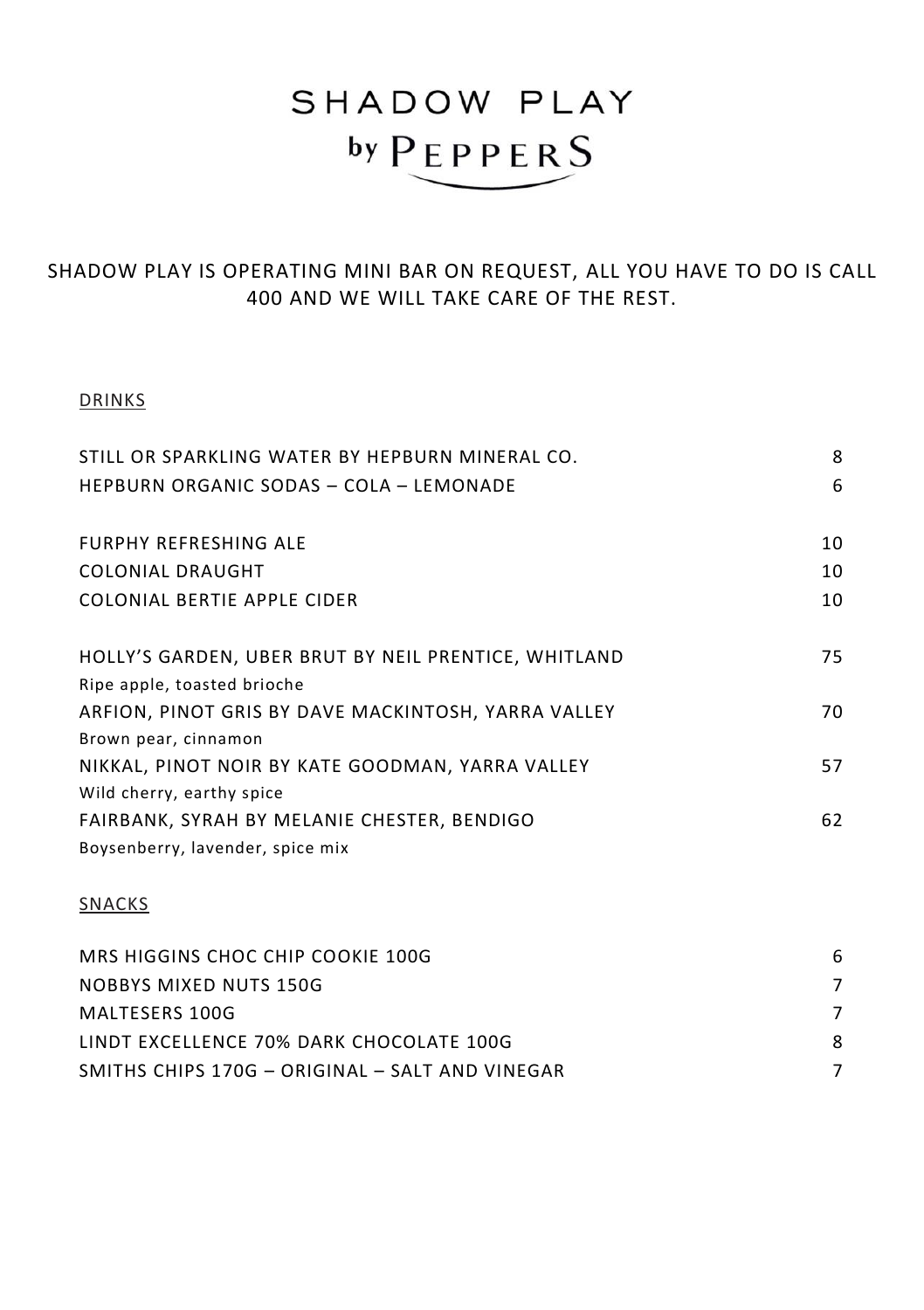# SHADOW PLAY
## by PEPPERS

SHADOW PLAY IS OPERATING MINI BAR ON REQUEST, ALL YOU HAVE TO DO IS CALL 400 AND WE WILL TAKE CARE OF THE REST.

### DRINKS

| | |
|---|---|
| STILL OR SPARKLING WATER BY HEPBURN MINERAL CO. | 8 |
| HEPBURN ORGANIC SODAS – COLA – LEMONADE | 6 |
| | |
| FURPHY REFRESHING ALE | 10 |
| COLONIAL DRAUGHT | 10 |
| COLONIAL BERTIE APPLE CIDER | 10 |
| | |
| HOLLY'S GARDEN, UBER BRUT BY NEIL PRENTICE, WHITLAND<br>Ripe apple, toasted brioche | 75 |
| ARFION, PINOT GRIS BY DAVE MACKINTOSH, YARRA VALLEY<br>Brown pear, cinnamon | 70 |
| NIKKAL, PINOT NOIR BY KATE GOODMAN, YARRA VALLEY<br>Wild cherry, earthy spice | 57 |
| FAIRBANK, SYRAH BY MELANIE CHESTER, BENDIGO<br>Boysenberry, lavender, spice mix | 62 |

### SNACKS

| | |
|---|---|
| MRS HIGGINS CHOC CHIP COOKIE 100G | 6 |
| NOBBYS MIXED NUTS 150G | 7 |
| MALTESERS 100G | 7 |
| LINDT EXCELLENCE 70% DARK CHOCOLATE 100G | 8 |
| SMITHS CHIPS 170G – ORIGINAL – SALT AND VINEGAR | 7 |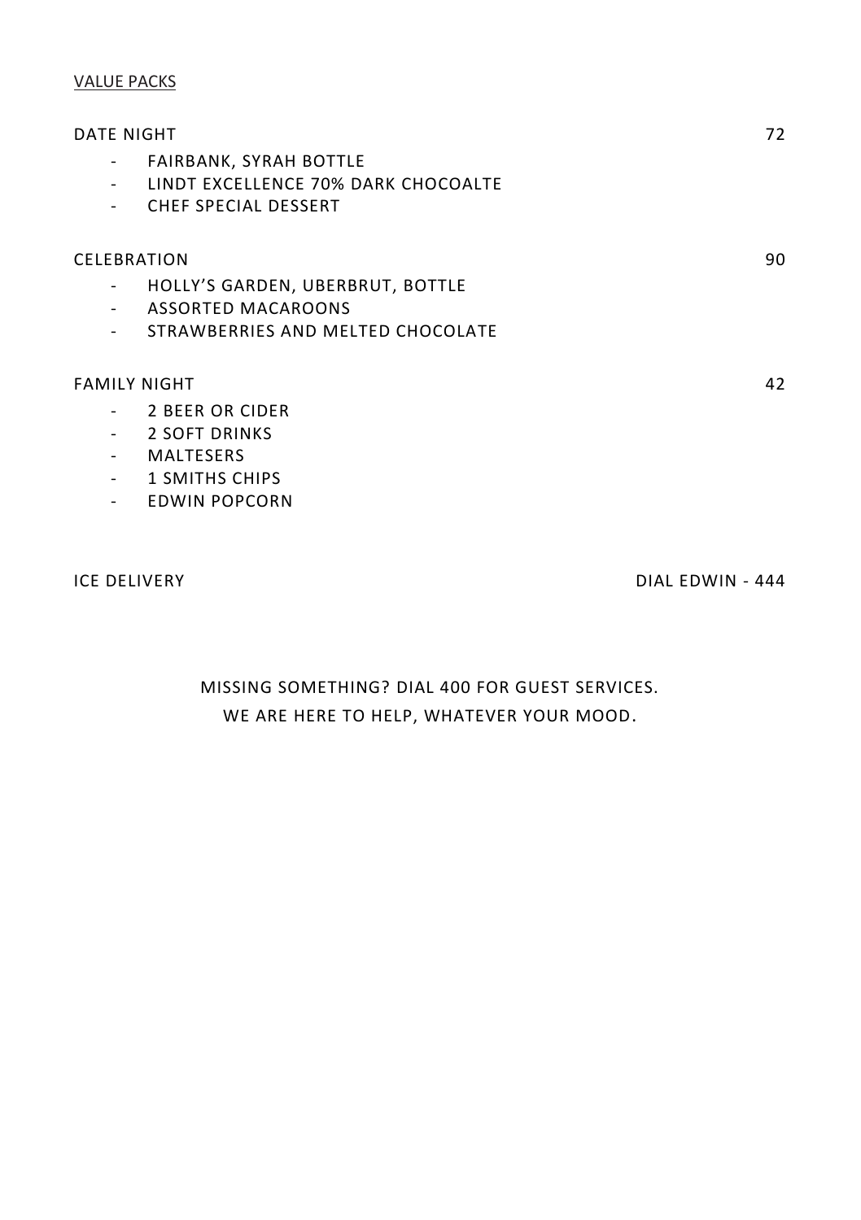## VALUE PACKS

**DATE NIGHT** 72

- FAIRBANK, SYRAH BOTTLE
- LINDT EXCELLENCE 70% DARK CHOCOALTE
- CHEF SPECIAL DESSERT

**CELEBRATION** 90

- HOLLY'S GARDEN, UBERBRUT, BOTTLE
- ASSORTED MACAROONS
- STRAWBERRIES AND MELTED CHOCOLATE

**FAMILY NIGHT** 42

- 2 BEER OR CIDER
- 2 SOFT DRINKS
- MALTESERS
- 1 SMITHS CHIPS
- EDWIN POPCORN

ICE DELIVERY — DIAL EDWIN - 444

MISSING SOMETHING? DIAL 400 FOR GUEST SERVICES.
WE ARE HERE TO HELP, WHATEVER YOUR MOOD.